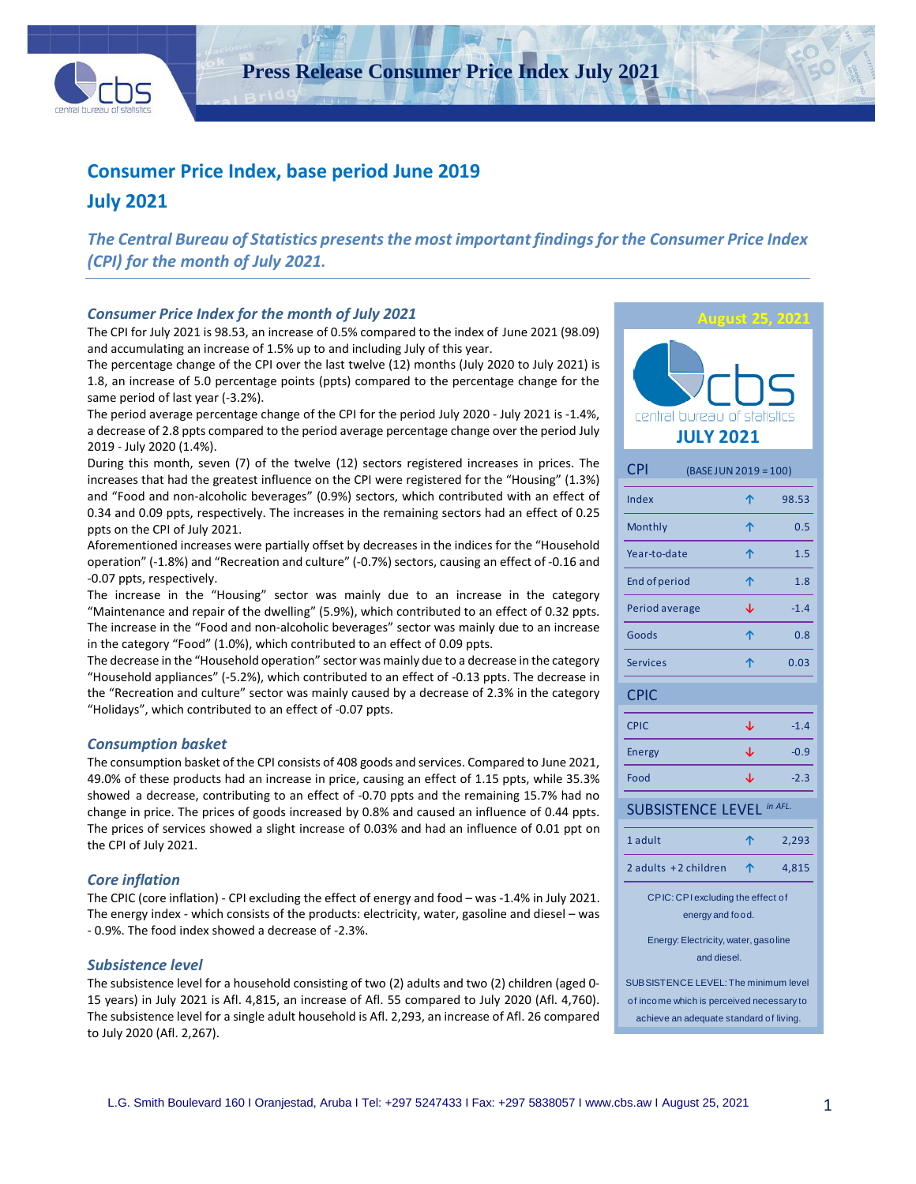# Press Release Consumer Price Index July 2021

## Consumer Price Index, base period June 2019

## July 2021

*The Central Bureau of Statistics presents the most important findings for the Consumer Price Index (CPI) for the month of July 2021.*

### *Consumer Price Index for the month of July 2021*

The CPI for July 2021 is 98.53, an increase of 0.5% compared to the index of June 2021 (98.09) and accumulating an increase of 1.5% up to and including July of this year.

The percentage change of the CPI over the last twelve (12) months (July 2020 to July 2021) is 1.8, an increase of 5.0 percentage points (ppts) compared to the percentage change for the same period of last year (-3.2%).

The period average percentage change of the CPI for the period July 2020 - July 2021 is -1.4%, a decrease of 2.8 ppts compared to the period average percentage change over the period July 2019 - July 2020 (1.4%).

During this month, seven (7) of the twelve (12) sectors registered increases in prices. The increases that had the greatest influence on the CPI were registered for the "Housing" (1.3%) and "Food and non-alcoholic beverages" (0.9%) sectors, which contributed with an effect of 0.34 and 0.09 ppts, respectively. The increases in the remaining sectors had an effect of 0.25 ppts on the CPI of July 2021.

Aforementioned increases were partially offset by decreases in the indices for the "Household operation" (-1.8%) and "Recreation and culture" (-0.7%) sectors, causing an effect of -0.16 and -0.07 ppts, respectively.

The increase in the "Housing" sector was mainly due to an increase in the category "Maintenance and repair of the dwelling" (5.9%), which contributed to an effect of 0.32 ppts. The increase in the "Food and non-alcoholic beverages" sector was mainly due to an increase in the category "Food" (1.0%), which contributed to an effect of 0.09 ppts.

The decrease in the "Household operation" sector was mainly due to a decrease in the category "Household appliances" (-5.2%), which contributed to an effect of -0.13 ppts. The decrease in the "Recreation and culture" sector was mainly caused by a decrease of 2.3% in the category "Holidays", which contributed to an effect of -0.07 ppts.

### *Consumption basket*

The consumption basket of the CPI consists of 408 goods and services. Compared to June 2021, 49.0% of these products had an increase in price, causing an effect of 1.15 ppts, while 35.3% showed a decrease, contributing to an effect of -0.70 ppts and the remaining 15.7% had no change in price. The prices of goods increased by 0.8% and caused an influence of 0.44 ppts. The prices of services showed a slight increase of 0.03% and had an influence of 0.01 ppt on the CPI of July 2021.

### *Core inflation*

The CPIC (core inflation) - CPI excluding the effect of energy and food – was -1.4% in July 2021. The energy index - which consists of the products: electricity, water, gasoline and diesel – was - 0.9%. The food index showed a decrease of -2.3%.

### *Subsistence level*

The subsistence level for a household consisting of two (2) adults and two (2) children (aged 0-15 years) in July 2021 is Afl. 4,815, an increase of Afl. 55 compared to July 2020 (Afl. 4,760). The subsistence level for a single adult household is Afl. 2,293, an increase of Afl. 26 compared to July 2020 (Afl. 2,267).

---

**August 25, 2021**

**JULY 2021**

| CPI (BASE JUN 2019 = 100) | | |
|---|---|---|
| Index | ↑ | 98.53 |
| Monthly | ↑ | 0.5 |
| Year-to-date | ↑ | 1.5 |
| End of period | ↑ | 1.8 |
| Period average | ↓ | -1.4 |
| Goods | ↑ | 0.8 |
| Services | ↑ | 0.03 |

| CPIC | | |
|---|---|---|
| CPIC | ↓ | -1.4 |
| Energy | ↓ | -0.9 |
| Food | ↓ | -2.3 |

| SUBSISTENCE LEVEL *in AFL.* | | |
|---|---|---|
| 1 adult | ↑ | 2,293 |
| 2 adults + 2 children | ↑ | 4,815 |

CPIC: CPI excluding the effect of energy and food.

Energy: Electricity, water, gasoline and diesel.

SUBSISTENCE LEVEL: The minimum level of income which is perceived necessary to achieve an adequate standard of living.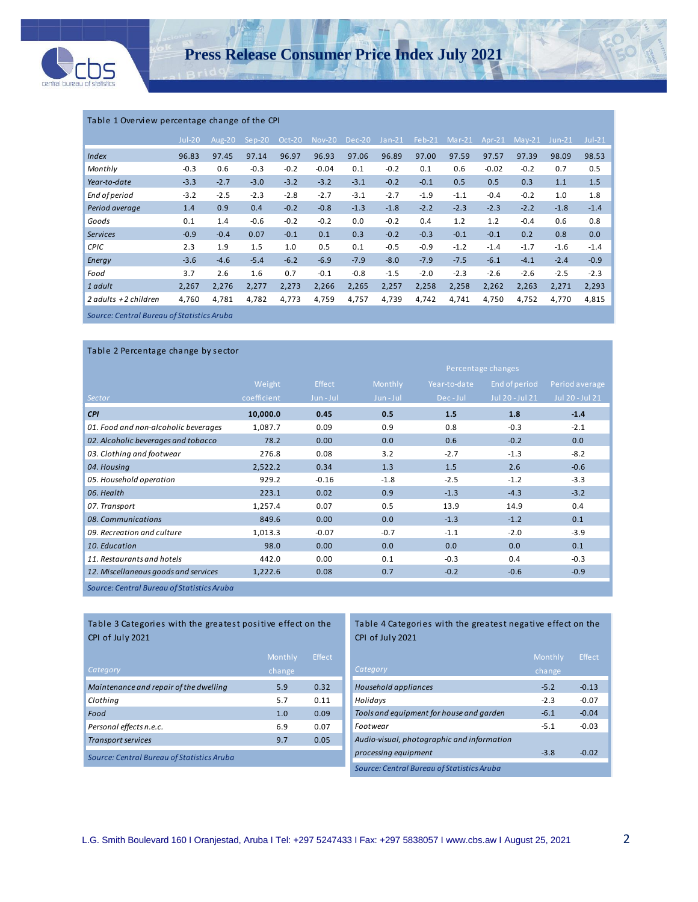Table 1 Overview percentage change of the CPI

| | Jul-20 | Aug-20 | Sep-20 | Oct-20 | Nov-20 | Dec-20 | Jan-21 | Feb-21 | Mar-21 | Apr-21 | May-21 | Jun-21 | Jul-21 |
|---|---|---|---|---|---|---|---|---|---|---|---|---|---|
| *Index* | 96.83 | 97.45 | 97.14 | 96.97 | 96.93 | 97.06 | 96.89 | 97.00 | 97.59 | 97.57 | 97.39 | 98.09 | 98.53 |
| *Monthly* | -0.3 | 0.6 | -0.3 | -0.2 | -0.04 | 0.1 | -0.2 | 0.1 | 0.6 | -0.02 | -0.2 | 0.7 | 0.5 |
| *Year-to-date* | -3.3 | -2.7 | -3.0 | -3.2 | -3.2 | -3.1 | -0.2 | -0.1 | 0.5 | 0.5 | 0.3 | 1.1 | 1.5 |
| *End of period* | -3.2 | -2.5 | -2.3 | -2.8 | -2.7 | -3.1 | -2.7 | -1.9 | -1.1 | -0.4 | -0.2 | 1.0 | 1.8 |
| *Period average* | 1.4 | 0.9 | 0.4 | -0.2 | -0.8 | -1.3 | -1.8 | -2.2 | -2.3 | -2.3 | -2.2 | -1.8 | -1.4 |
| *Goods* | 0.1 | 1.4 | -0.6 | -0.2 | -0.2 | 0.0 | -0.2 | 0.4 | 1.2 | 1.2 | -0.4 | 0.6 | 0.8 |
| *Services* | -0.9 | -0.4 | 0.07 | -0.1 | 0.1 | 0.3 | -0.2 | -0.3 | -0.1 | -0.1 | 0.2 | 0.8 | 0.0 |
| *CPIC* | 2.3 | 1.9 | 1.5 | 1.0 | 0.5 | 0.1 | -0.5 | -0.9 | -1.2 | -1.4 | -1.7 | -1.6 | -1.4 |
| *Energy* | -3.6 | -4.6 | -5.4 | -6.2 | -6.9 | -7.9 | -8.0 | -7.9 | -7.5 | -6.1 | -4.1 | -2.4 | -0.9 |
| *Food* | 3.7 | 2.6 | 1.6 | 0.7 | -0.1 | -0.8 | -1.5 | -2.0 | -2.3 | -2.6 | -2.6 | -2.5 | -2.3 |
| *1 adult* | 2,267 | 2,276 | 2,277 | 2,273 | 2,266 | 2,265 | 2,257 | 2,258 | 2,258 | 2,262 | 2,263 | 2,271 | 2,293 |
| *2 adults + 2 children* | 4,760 | 4,781 | 4,782 | 4,773 | 4,759 | 4,757 | 4,739 | 4,742 | 4,741 | 4,750 | 4,752 | 4,770 | 4,815 |

*Source: Central Bureau of Statistics Aruba*

Table 2 Percentage change by sector

| | | | Percentage changes | | | |
|---|---|---|---|---|---|---|
| Sector | Weight coefficient | Effect Jun - Jul | Monthly Jun - Jul | Year-to-date Dec - Jul | End of period Jul 20 - Jul 21 | Period average Jul 20 - Jul 21 |
| ***CPI*** | **10,000.0** | **0.45** | **0.5** | **1.5** | **1.8** | **-1.4** |
| *01. Food and non-alcoholic beverages* | 1,087.7 | 0.09 | 0.9 | 0.8 | -0.3 | -2.1 |
| *02. Alcoholic beverages and tobacco* | 78.2 | 0.00 | 0.0 | 0.6 | -0.2 | 0.0 |
| *03. Clothing and footwear* | 276.8 | 0.08 | 3.2 | -2.7 | -1.3 | -8.2 |
| *04. Housing* | 2,522.2 | 0.34 | 1.3 | 1.5 | 2.6 | -0.6 |
| *05. Household operation* | 929.2 | -0.16 | -1.8 | -2.5 | -1.2 | -3.3 |
| *06. Health* | 223.1 | 0.02 | 0.9 | -1.3 | -4.3 | -3.2 |
| *07. Transport* | 1,257.4 | 0.07 | 0.5 | 13.9 | 14.9 | 0.4 |
| *08. Communications* | 849.6 | 0.00 | 0.0 | -1.3 | -1.2 | 0.1 |
| *09. Recreation and culture* | 1,013.3 | -0.07 | -0.7 | -1.1 | -2.0 | -3.9 |
| *10. Education* | 98.0 | 0.00 | 0.0 | 0.0 | 0.0 | 0.1 |
| *11. Restaurants and hotels* | 442.0 | 0.00 | 0.1 | -0.3 | 0.4 | -0.3 |
| *12. Miscellaneous goods and services* | 1,222.6 | 0.08 | 0.7 | -0.2 | -0.6 | -0.9 |

*Source: Central Bureau of Statistics Aruba*

Table 3 Categories with the greatest positive effect on the CPI of July 2021

| Category | Monthly change | Effect |
|---|---|---|
| *Maintenance and repair of the dwelling* | 5.9 | 0.32 |
| *Clothing* | 5.7 | 0.11 |
| *Food* | 1.0 | 0.09 |
| *Personal effects n.e.c.* | 6.9 | 0.07 |
| *Transport services* | 9.7 | 0.05 |

*Source: Central Bureau of Statistics Aruba*

Table 4 Categories with the greatest negative effect on the CPI of July 2021

| Category | Monthly change | Effect |
|---|---|---|
| *Household appliances* | -5.2 | -0.13 |
| *Holidays* | -2.3 | -0.07 |
| *Tools and equipment for house and garden* | -6.1 | -0.04 |
| *Footwear* | -5.1 | -0.03 |
| *Audio-visual, photographic and information processing equipment* | -3.8 | -0.02 |

*Source: Central Bureau of Statistics Aruba*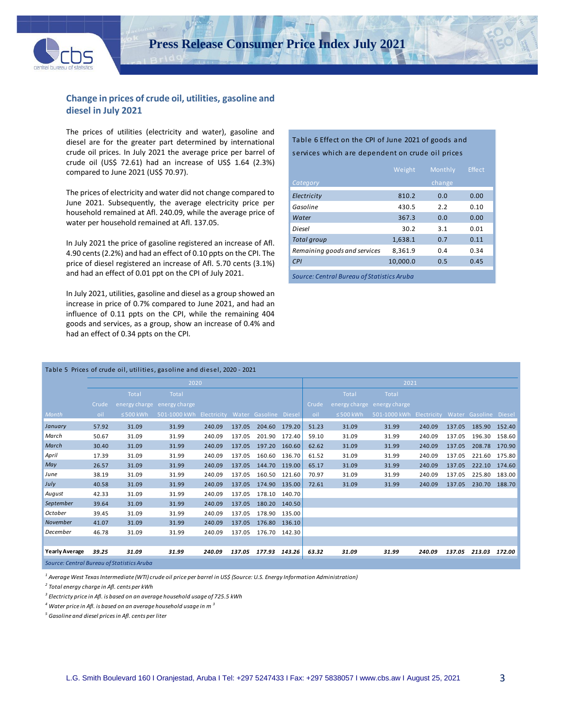## Change in prices of crude oil, utilities, gasoline and diesel in July 2021

The prices of utilities (electricity and water), gasoline and diesel are for the greater part determined by international crude oil prices. In July 2021 the average price per barrel of crude oil (US$ 72.61) had an increase of US$ 1.64 (2.3%) compared to June 2021 (US$ 70.97).

The prices of electricity and water did not change compared to June 2021. Subsequently, the average electricity price per household remained at Afl. 240.09, while the average price of water per household remained at Afl. 137.05.

In July 2021 the price of gasoline registered an increase of Afl. 4.90 cents (2.2%) and had an effect of 0.10 ppts on the CPI. The price of diesel registered an increase of Afl. 5.70 cents (3.1%) and had an effect of 0.01 ppt on the CPI of July 2021.

In July 2021, utilities, gasoline and diesel as a group showed an increase in price of 0.7% compared to June 2021, and had an influence of 0.11 ppts on the CPI, while the remaining 404 goods and services, as a group, show an increase of 0.4% and had an effect of 0.34 ppts on the CPI.

Table 6 Effect on the CPI of June 2021 of goods and services which are dependent on crude oil prices

| Category | Weight | Monthly change | Effect |
|---|---|---|---|
| *Electricity* | 810.2 | 0.0 | 0.00 |
| *Gasoline* | 430.5 | 2.2 | 0.10 |
| *Water* | 367.3 | 0.0 | 0.00 |
| *Diesel* | 30.2 | 3.1 | 0.01 |
| *Total group* | 1,638.1 | 0.7 | 0.11 |
| *Remaining goods and services* | 8,361.9 | 0.4 | 0.34 |
| *CPI* | 10,000.0 | 0.5 | 0.45 |

*Source: Central Bureau of Statistics Aruba*

Table 5 Prices of crude oil, utilities, gasoline and diesel, 2020 - 2021

| | 2020 | | | | | | | 2021 | | | | | | |
|---|---|---|---|---|---|---|---|---|---|---|---|---|---|---|
| Month | Crude oil | Total energy charge ≤500 kWh | Total energy charge 501-1000 kWh | Electricity | Water | Gasoline | Diesel | Crude oil | Total energy charge ≤500 kWh | Total energy charge 501-1000 kWh | Electricity | Water | Gasoline | Diesel |
| *January* | 57.92 | 31.09 | 31.99 | 240.09 | 137.05 | 204.60 | 179.20 | 51.23 | 31.09 | 31.99 | 240.09 | 137.05 | 185.90 | 152.40 |
| *March* | 50.67 | 31.09 | 31.99 | 240.09 | 137.05 | 201.90 | 172.40 | 59.10 | 31.09 | 31.99 | 240.09 | 137.05 | 196.30 | 158.60 |
| *March* | 30.40 | 31.09 | 31.99 | 240.09 | 137.05 | 197.20 | 160.60 | 62.62 | 31.09 | 31.99 | 240.09 | 137.05 | 208.78 | 170.90 |
| *April* | 17.39 | 31.09 | 31.99 | 240.09 | 137.05 | 160.60 | 136.70 | 61.52 | 31.09 | 31.99 | 240.09 | 137.05 | 221.60 | 175.80 |
| *May* | 26.57 | 31.09 | 31.99 | 240.09 | 137.05 | 144.70 | 119.00 | 65.17 | 31.09 | 31.99 | 240.09 | 137.05 | 222.10 | 174.60 |
| *June* | 38.19 | 31.09 | 31.99 | 240.09 | 137.05 | 160.50 | 121.60 | 70.97 | 31.09 | 31.99 | 240.09 | 137.05 | 225.80 | 183.00 |
| *July* | 40.58 | 31.09 | 31.99 | 240.09 | 137.05 | 174.90 | 135.00 | 72.61 | 31.09 | 31.99 | 240.09 | 137.05 | 230.70 | 188.70 |
| *August* | 42.33 | 31.09 | 31.99 | 240.09 | 137.05 | 178.10 | 140.70 | | | | | | | |
| *September* | 39.64 | 31.09 | 31.99 | 240.09 | 137.05 | 180.20 | 140.50 | | | | | | | |
| *October* | 39.45 | 31.09 | 31.99 | 240.09 | 137.05 | 178.90 | 135.00 | | | | | | | |
| *November* | 41.07 | 31.09 | 31.99 | 240.09 | 137.05 | 176.80 | 136.10 | | | | | | | |
| *December* | 46.78 | 31.09 | 31.99 | 240.09 | 137.05 | 176.70 | 142.30 | | | | | | | |
| **Yearly Average** | ***39.25*** | ***31.09*** | ***31.99*** | ***240.09*** | ***137.05*** | ***177.93*** | ***143.26*** | ***63.32*** | ***31.09*** | ***31.99*** | ***240.09*** | ***137.05*** | ***213.03*** | ***172.00*** |

*Source: Central Bureau of Statistics Aruba*

*[1] Average West Texas Intermediate (WTI) crude oil price per barrel in US$ (Source: U.S. Energy Information Administration)*

*[2] Total energy charge in Afl. cents per kWh*

*[3] Electricty price in Afl. is based on an average household usage of 725.5 kWh*

*[4] Water price in Afl. is based on an average household usage in m [3]*

*[5] Gasoline and diesel prices in Afl. cents per liter*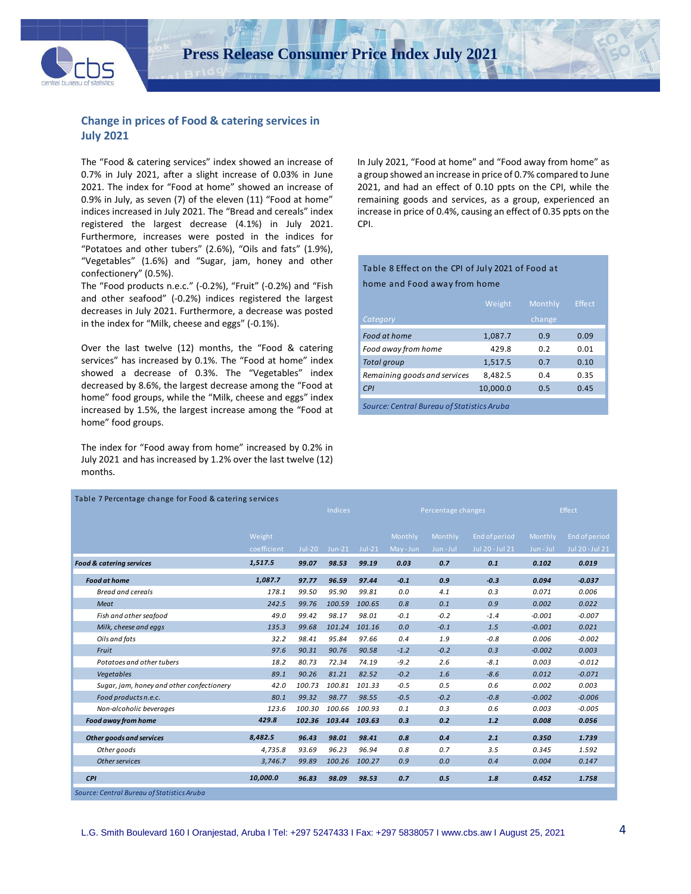## Change in prices of Food & catering services in July 2021

The "Food & catering services" index showed an increase of 0.7% in July 2021, after a slight increase of 0.03% in June 2021. The index for "Food at home" showed an increase of 0.9% in July, as seven (7) of the eleven (11) "Food at home" indices increased in July 2021. The "Bread and cereals" index registered the largest decrease (4.1%) in July 2021. Furthermore, increases were posted in the indices for "Potatoes and other tubers" (2.6%), "Oils and fats" (1.9%), "Vegetables" (1.6%) and "Sugar, jam, honey and other confectionery" (0.5%).
The "Food products n.e.c." (-0.2%), "Fruit" (-0.2%) and "Fish and other seafood" (-0.2%) indices registered the largest decreases in July 2021. Furthermore, a decrease was posted in the index for "Milk, cheese and eggs" (-0.1%).

Over the last twelve (12) months, the "Food & catering services" has increased by 0.1%. The "Food at home" index showed a decrease of 0.3%. The "Vegetables" index decreased by 8.6%, the largest decrease among the "Food at home" food groups, while the "Milk, cheese and eggs" index increased by 1.5%, the largest increase among the "Food at home" food groups.

The index for "Food away from home" increased by 0.2% in July 2021 and has increased by 1.2% over the last twelve (12) months.

In July 2021, "Food at home" and "Food away from home" as a group showed an increase in price of 0.7% compared to June 2021, and had an effect of 0.10 ppts on the CPI, while the remaining goods and services, as a group, experienced an increase in price of 0.4%, causing an effect of 0.35 ppts on the CPI.

Table 8 Effect on the CPI of July 2021 of Food at home and Food away from home

| Category | Weight | Monthly change | Effect |
|---|---|---|---|
| *Food at home* | 1,087.7 | 0.9 | 0.09 |
| *Food away from home* | 429.8 | 0.2 | 0.01 |
| *Total group* | 1,517.5 | 0.7 | 0.10 |
| *Remaining goods and services* | 8,482.5 | 0.4 | 0.35 |
| *CPI* | 10,000.0 | 0.5 | 0.45 |

*Source: Central Bureau of Statistics Aruba*

Table 7 Percentage change for Food & catering services

| | | Indices | | | Percentage changes | | | Effect | |
|---|---|---|---|---|---|---|---|---|---|
| | Weight coefficient | Jul-20 | Jun-21 | Jul-21 | Monthly May - Jun | Monthly Jun - Jul | End of period Jul 20 - Jul 21 | Monthly Jun - Jul | End of period Jul 20 - Jul 21 |
| ***Food & catering services*** | **1,517.5** | **99.07** | **98.53** | **99.19** | **0.03** | **0.7** | **0.1** | **0.102** | **0.019** |
| ***Food at home*** | **1,087.7** | **97.77** | **96.59** | **97.44** | **-0.1** | **0.9** | **-0.3** | **0.094** | **-0.037** |
| *Bread and cereals* | 178.1 | 99.50 | 95.90 | 99.81 | 0.0 | 4.1 | 0.3 | 0.071 | 0.006 |
| *Meat* | 242.5 | 99.76 | 100.59 | 100.65 | 0.8 | 0.1 | 0.9 | 0.002 | 0.022 |
| *Fish and other seafood* | 49.0 | 99.42 | 98.17 | 98.01 | -0.1 | -0.2 | -1.4 | -0.001 | -0.007 |
| *Milk, cheese and eggs* | 135.3 | 99.68 | 101.24 | 101.16 | 0.0 | -0.1 | 1.5 | -0.001 | 0.021 |
| *Oils and fats* | 32.2 | 98.41 | 95.84 | 97.66 | 0.4 | 1.9 | -0.8 | 0.006 | -0.002 |
| *Fruit* | 97.6 | 90.31 | 90.76 | 90.58 | -1.2 | -0.2 | 0.3 | -0.002 | 0.003 |
| *Potatoes and other tubers* | 18.2 | 80.73 | 72.34 | 74.19 | -9.2 | 2.6 | -8.1 | 0.003 | -0.012 |
| *Vegetables* | 89.1 | 90.26 | 81.21 | 82.52 | -0.2 | 1.6 | -8.6 | 0.012 | -0.071 |
| *Sugar, jam, honey and other confectionery* | 42.0 | 100.73 | 100.81 | 101.33 | -0.5 | 0.5 | 0.6 | 0.002 | 0.003 |
| *Food products n.e.c.* | 80.1 | 99.32 | 98.77 | 98.55 | -0.5 | -0.2 | -0.8 | -0.002 | -0.006 |
| *Non-alcoholic beverages* | 123.6 | 100.30 | 100.66 | 100.93 | 0.1 | 0.3 | 0.6 | 0.003 | -0.005 |
| ***Food away from home*** | **429.8** | **102.36** | **103.44** | **103.63** | **0.3** | **0.2** | **1.2** | **0.008** | **0.056** |
| ***Other goods and services*** | **8,482.5** | **96.43** | **98.01** | **98.41** | **0.8** | **0.4** | **2.1** | **0.350** | **1.739** |
| *Other goods* | 4,735.8 | 93.69 | 96.23 | 96.94 | 0.8 | 0.7 | 3.5 | 0.345 | 1.592 |
| *Other services* | 3,746.7 | 99.89 | 100.26 | 100.27 | 0.9 | 0.0 | 0.4 | 0.004 | 0.147 |
| ***CPI*** | **10,000.0** | **96.83** | **98.09** | **98.53** | **0.7** | **0.5** | **1.8** | **0.452** | **1.758** |

*Source: Central Bureau of Statistics Aruba*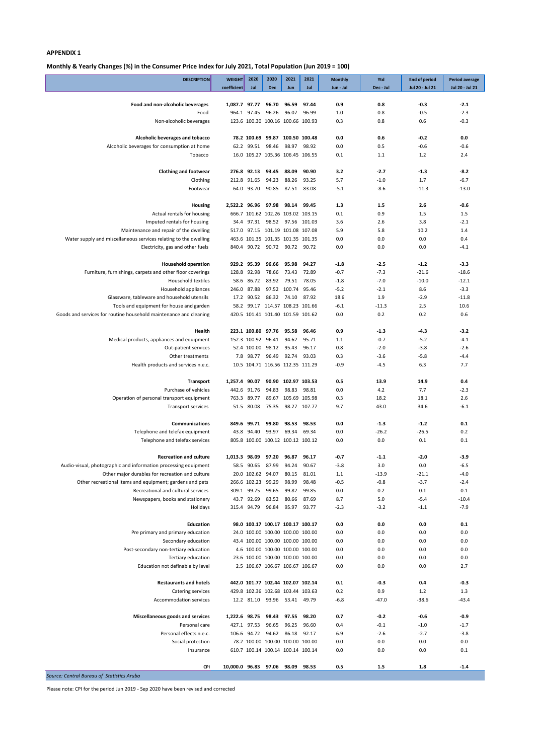**APPENDIX 1**

**Monthly & Yearly Changes (%) in the Consumer Price Index for July 2021, Total Population (Jun 2019 = 100)**

| DESCRIPTION | WEIGHT coefficient | 2020 Jul | 2020 Dec | 2021 Jun | 2021 Jul | Monthly Jun - Jul | Ytd Dec - Jul | End of period Jul 20 - Jul 21 | Period average Jul 20 - Jul 21 |
|---|---|---|---|---|---|---|---|---|---|
| **Food and non-alcoholic beverages** | **1,087.7** | **97.77** | **96.70** | **96.59** | **97.44** | **0.9** | **0.8** | **-0.3** | **-2.1** |
| Food | 964.1 | 97.45 | 96.26 | 96.07 | 96.99 | 1.0 | 0.8 | -0.5 | -2.3 |
| Non-alcoholic beverages | 123.6 | 100.30 | 100.16 | 100.66 | 100.93 | 0.3 | 0.8 | 0.6 | -0.3 |
| **Alcoholic beverages and tobacco** | **78.2** | **100.69** | **99.87** | **100.50** | **100.48** | **0.0** | **0.6** | **-0.2** | **0.0** |
| Alcoholic beverages for consumption at home | 62.2 | 99.51 | 98.46 | 98.97 | 98.92 | 0.0 | 0.5 | -0.6 | -0.6 |
| Tobacco | 16.0 | 105.27 | 105.36 | 106.45 | 106.55 | 0.1 | 1.1 | 1.2 | 2.4 |
| **Clothing and footwear** | **276.8** | **92.13** | **93.45** | **88.09** | **90.90** | **3.2** | **-2.7** | **-1.3** | **-8.2** |
| Clothing | 212.8 | 91.65 | 94.23 | 88.26 | 93.25 | 5.7 | -1.0 | 1.7 | -6.7 |
| Footwear | 64.0 | 93.70 | 90.85 | 87.51 | 83.08 | -5.1 | -8.6 | -11.3 | -13.0 |
| **Housing** | **2,522.2** | **96.96** | **97.98** | **98.14** | **99.45** | **1.3** | **1.5** | **2.6** | **-0.6** |
| Actual rentals for housing | 666.7 | 101.62 | 102.26 | 103.02 | 103.15 | 0.1 | 0.9 | 1.5 | 1.5 |
| Imputed rentals for housing | 34.4 | 97.31 | 98.52 | 97.56 | 101.03 | 3.6 | 2.6 | 3.8 | -2.1 |
| Maintenance and repair of the dwelling | 517.0 | 97.15 | 101.19 | 101.08 | 107.08 | 5.9 | 5.8 | 10.2 | 1.4 |
| Water supply and miscellaneous services relating to the dwelling | 463.6 | 101.35 | 101.35 | 101.35 | 101.35 | 0.0 | 0.0 | 0.0 | 0.4 |
| Electricity, gas and other fuels | 840.4 | 90.72 | 90.72 | 90.72 | 90.72 | 0.0 | 0.0 | 0.0 | -4.1 |
| **Household operation** | **929.2** | **95.39** | **96.66** | **95.98** | **94.27** | **-1.8** | **-2.5** | **-1.2** | **-3.3** |
| Furniture, furnishings, carpets and other floor coverings | 128.8 | 92.98 | 78.66 | 73.43 | 72.89 | -0.7 | -7.3 | -21.6 | -18.6 |
| Household textiles | 58.6 | 86.72 | 83.92 | 79.51 | 78.05 | -1.8 | -7.0 | -10.0 | -12.1 |
| Household appliances | 246.0 | 87.88 | 97.52 | 100.74 | 95.46 | -5.2 | -2.1 | 8.6 | -3.3 |
| Glassware, tableware and household utensils | 17.2 | 90.52 | 86.32 | 74.10 | 87.92 | 18.6 | 1.9 | -2.9 | -11.8 |
| Tools and equipment for house and garden | 58.2 | 99.17 | 114.57 | 108.23 | 101.66 | -6.1 | -11.3 | 2.5 | 10.6 |
| Goods and services for routine household maintenance and cleaning | 420.5 | 101.41 | 101.40 | 101.59 | 101.62 | 0.0 | 0.2 | 0.2 | 0.6 |
| **Health** | **223.1** | **100.80** | **97.76** | **95.58** | **96.46** | **0.9** | **-1.3** | **-4.3** | **-3.2** |
| Medical products, appliances and equipment | 152.3 | 100.92 | 96.41 | 94.62 | 95.71 | 1.1 | -0.7 | -5.2 | -4.1 |
| Out-patient services | 52.4 | 100.00 | 98.12 | 95.43 | 96.17 | 0.8 | -2.0 | -3.8 | -2.6 |
| Other treatments | 7.8 | 98.77 | 96.49 | 92.74 | 93.03 | 0.3 | -3.6 | -5.8 | -4.4 |
| Health products and services n.e.c. | 10.5 | 104.71 | 116.56 | 112.35 | 111.29 | -0.9 | -4.5 | 6.3 | 7.7 |
| **Transport** | **1,257.4** | **90.07** | **90.90** | **102.97** | **103.53** | **0.5** | **13.9** | **14.9** | **0.4** |
| Purchase of vehicles | 442.6 | 91.76 | 94.83 | 98.83 | 98.81 | 0.0 | 4.2 | 7.7 | -2.3 |
| Operation of personal transport equipment | 763.3 | 89.77 | 89.67 | 105.69 | 105.98 | 0.3 | 18.2 | 18.1 | 2.6 |
| Transport services | 51.5 | 80.08 | 75.35 | 98.27 | 107.77 | 9.7 | 43.0 | 34.6 | -6.1 |
| **Communications** | **849.6** | **99.71** | **99.80** | **98.53** | **98.53** | **0.0** | **-1.3** | **-1.2** | **0.1** |
| Telephone and telefax equipment | 43.8 | 94.40 | 93.97 | 69.34 | 69.34 | 0.0 | -26.2 | -26.5 | 0.2 |
| Telephone and telefax services | 805.8 | 100.00 | 100.12 | 100.12 | 100.12 | 0.0 | 0.0 | 0.1 | 0.1 |
| **Recreation and culture** | **1,013.3** | **98.09** | **97.20** | **96.87** | **96.17** | **-0.7** | **-1.1** | **-2.0** | **-3.9** |
| Audio-visual, photographic and information processing equipment | 58.5 | 90.65 | 87.99 | 94.24 | 90.67 | -3.8 | 3.0 | 0.0 | -6.5 |
| Other major durables for recreation and culture | 20.0 | 102.62 | 94.07 | 80.15 | 81.01 | 1.1 | -13.9 | -21.1 | -4.0 |
| Other recreational items and equipment; gardens and pets | 266.6 | 102.23 | 99.29 | 98.99 | 98.48 | -0.5 | -0.8 | -3.7 | -2.4 |
| Recreational and cultural services | 309.1 | 99.75 | 99.65 | 99.82 | 99.85 | 0.0 | 0.2 | 0.1 | 0.1 |
| Newspapers, books and stationery | 43.7 | 92.69 | 83.52 | 80.66 | 87.69 | 8.7 | 5.0 | -5.4 | -10.4 |
| Holidays | 315.4 | 94.79 | 96.84 | 95.97 | 93.77 | -2.3 | -3.2 | -1.1 | -7.9 |
| **Education** | **98.0** | **100.17** | **100.17** | **100.17** | **100.17** | **0.0** | **0.0** | **0.0** | **0.1** |
| Pre primary and primary education | 24.0 | 100.00 | 100.00 | 100.00 | 100.00 | 0.0 | 0.0 | 0.0 | 0.0 |
| Secondary education | 43.4 | 100.00 | 100.00 | 100.00 | 100.00 | 0.0 | 0.0 | 0.0 | 0.0 |
| Post-secondary non-tertiary education | 4.6 | 100.00 | 100.00 | 100.00 | 100.00 | 0.0 | 0.0 | 0.0 | 0.0 |
| Tertiary education | 23.6 | 100.00 | 100.00 | 100.00 | 100.00 | 0.0 | 0.0 | 0.0 | 0.0 |
| Education not definable by level | 2.5 | 106.67 | 106.67 | 106.67 | 106.67 | 0.0 | 0.0 | 0.0 | 2.7 |
| **Restaurants and hotels** | **442.0** | **101.77** | **102.44** | **102.07** | **102.14** | **0.1** | **-0.3** | **0.4** | **-0.3** |
| Catering services | 429.8 | 102.36 | 102.68 | 103.44 | 103.63 | 0.2 | 0.9 | 1.2 | 1.3 |
| Accommodation services | 12.2 | 81.10 | 93.96 | 53.41 | 49.79 | -6.8 | -47.0 | -38.6 | -43.4 |
| **Miscellaneous goods and services** | **1,222.6** | **98.75** | **98.43** | **97.55** | **98.20** | **0.7** | **-0.2** | **-0.6** | **-0.9** |
| Personal care | 427.1 | 97.53 | 96.65 | 96.25 | 96.60 | 0.4 | -0.1 | -1.0 | -1.7 |
| Personal effects n.e.c. | 106.6 | 94.72 | 94.62 | 86.18 | 92.17 | 6.9 | -2.6 | -2.7 | -3.8 |
| Social protection | 78.2 | 100.00 | 100.00 | 100.00 | 100.00 | 0.0 | 0.0 | 0.0 | 0.0 |
| Insurance | 610.7 | 100.14 | 100.14 | 100.14 | 100.14 | 0.0 | 0.0 | 0.0 | 0.1 |
| **CPI** | **10,000.0** | **96.83** | **97.06** | **98.09** | **98.53** | **0.5** | **1.5** | **1.8** | **-1.4** |

*Source: Central Bureau of Statistics Aruba*

Please note: CPI for the period Jun 2019 - Sep 2020 have been revised and corrected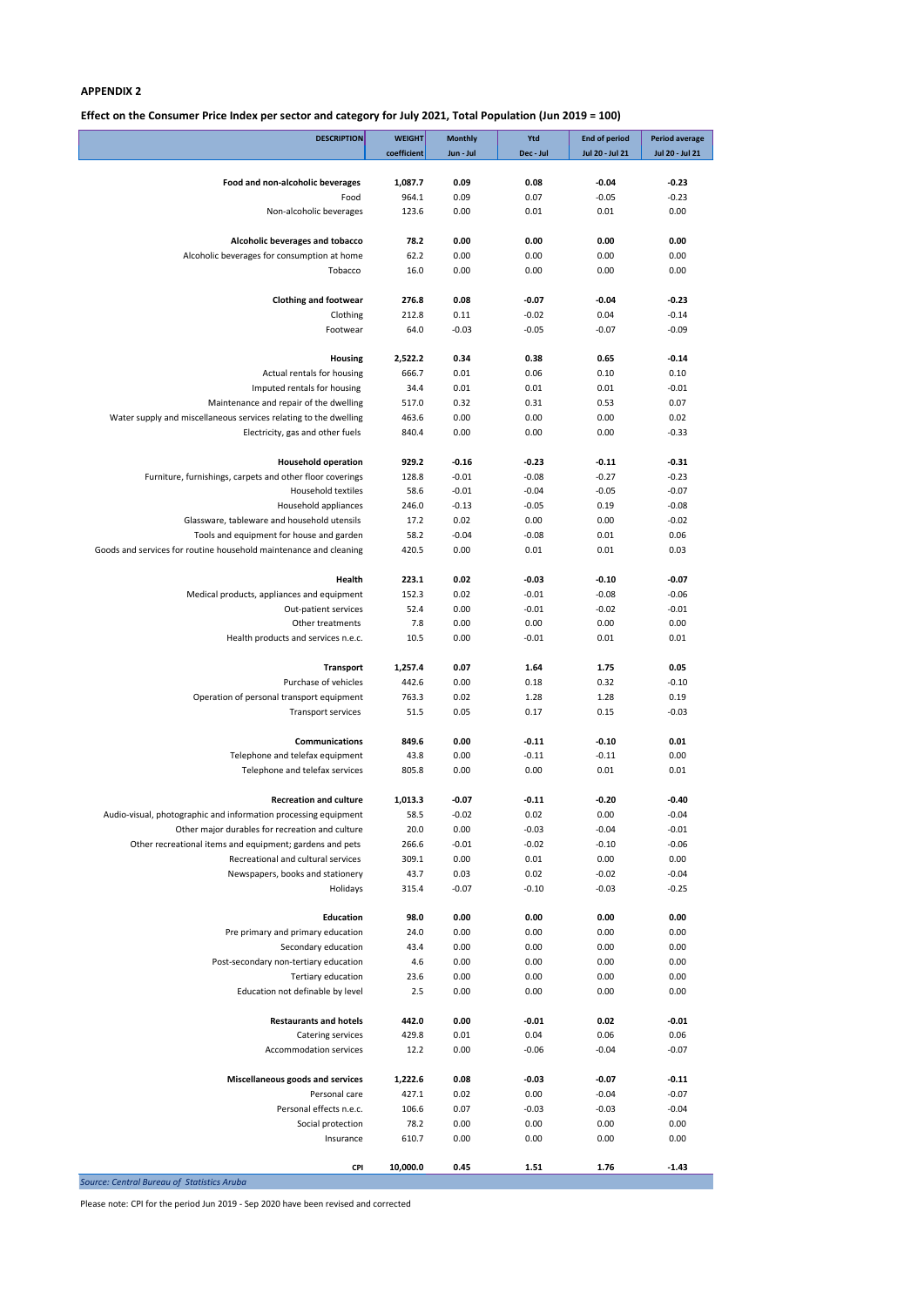**APPENDIX 2**

**Effect on the Consumer Price Index per sector and category for July 2021, Total Population (Jun 2019 = 100)**

| DESCRIPTION | WEIGHT coefficient | Monthly Jun - Jul | Ytd Dec - Jul | End of period Jul 20 - Jul 21 | Period average Jul 20 - Jul 21 |
|---|---|---|---|---|---|
| **Food and non-alcoholic beverages** | **1,087.7** | **0.09** | **0.08** | **-0.04** | **-0.23** |
| Food | 964.1 | 0.09 | 0.07 | -0.05 | -0.23 |
| Non-alcoholic beverages | 123.6 | 0.00 | 0.01 | 0.01 | 0.00 |
| **Alcoholic beverages and tobacco** | **78.2** | **0.00** | **0.00** | **0.00** | **0.00** |
| Alcoholic beverages for consumption at home | 62.2 | 0.00 | 0.00 | 0.00 | 0.00 |
| Tobacco | 16.0 | 0.00 | 0.00 | 0.00 | 0.00 |
| **Clothing and footwear** | **276.8** | **0.08** | **-0.07** | **-0.04** | **-0.23** |
| Clothing | 212.8 | 0.11 | -0.02 | 0.04 | -0.14 |
| Footwear | 64.0 | -0.03 | -0.05 | -0.07 | -0.09 |
| **Housing** | **2,522.2** | **0.34** | **0.38** | **0.65** | **-0.14** |
| Actual rentals for housing | 666.7 | 0.01 | 0.06 | 0.10 | 0.10 |
| Imputed rentals for housing | 34.4 | 0.01 | 0.01 | 0.01 | -0.01 |
| Maintenance and repair of the dwelling | 517.0 | 0.32 | 0.31 | 0.53 | 0.07 |
| Water supply and miscellaneous services relating to the dwelling | 463.6 | 0.00 | 0.00 | 0.00 | 0.02 |
| Electricity, gas and other fuels | 840.4 | 0.00 | 0.00 | 0.00 | -0.33 |
| **Household operation** | **929.2** | **-0.16** | **-0.23** | **-0.11** | **-0.31** |
| Furniture, furnishings, carpets and other floor coverings | 128.8 | -0.01 | -0.08 | -0.27 | -0.23 |
| Household textiles | 58.6 | -0.01 | -0.04 | -0.05 | -0.07 |
| Household appliances | 246.0 | -0.13 | -0.05 | 0.19 | -0.08 |
| Glassware, tableware and household utensils | 17.2 | 0.02 | 0.00 | 0.00 | -0.02 |
| Tools and equipment for house and garden | 58.2 | -0.04 | -0.08 | 0.01 | 0.06 |
| Goods and services for routine household maintenance and cleaning | 420.5 | 0.00 | 0.01 | 0.01 | 0.03 |
| **Health** | **223.1** | **0.02** | **-0.03** | **-0.10** | **-0.07** |
| Medical products, appliances and equipment | 152.3 | 0.02 | -0.01 | -0.08 | -0.06 |
| Out-patient services | 52.4 | 0.00 | -0.01 | -0.02 | -0.01 |
| Other treatments | 7.8 | 0.00 | 0.00 | 0.00 | 0.00 |
| Health products and services n.e.c. | 10.5 | 0.00 | -0.01 | 0.01 | 0.01 |
| **Transport** | **1,257.4** | **0.07** | **1.64** | **1.75** | **0.05** |
| Purchase of vehicles | 442.6 | 0.00 | 0.18 | 0.32 | -0.10 |
| Operation of personal transport equipment | 763.3 | 0.02 | 1.28 | 1.28 | 0.19 |
| Transport services | 51.5 | 0.05 | 0.17 | 0.15 | -0.03 |
| **Communications** | **849.6** | **0.00** | **-0.11** | **-0.10** | **0.01** |
| Telephone and telefax equipment | 43.8 | 0.00 | -0.11 | -0.11 | 0.00 |
| Telephone and telefax services | 805.8 | 0.00 | 0.00 | 0.01 | 0.01 |
| **Recreation and culture** | **1,013.3** | **-0.07** | **-0.11** | **-0.20** | **-0.40** |
| Audio-visual, photographic and information processing equipment | 58.5 | -0.02 | 0.02 | 0.00 | -0.04 |
| Other major durables for recreation and culture | 20.0 | 0.00 | -0.03 | -0.04 | -0.01 |
| Other recreational items and equipment; gardens and pets | 266.6 | -0.01 | -0.02 | -0.10 | -0.06 |
| Recreational and cultural services | 309.1 | 0.00 | 0.01 | 0.00 | 0.00 |
| Newspapers, books and stationery | 43.7 | 0.03 | 0.02 | -0.02 | -0.04 |
| Holidays | 315.4 | -0.07 | -0.10 | -0.03 | -0.25 |
| **Education** | **98.0** | **0.00** | **0.00** | **0.00** | **0.00** |
| Pre primary and primary education | 24.0 | 0.00 | 0.00 | 0.00 | 0.00 |
| Secondary education | 43.4 | 0.00 | 0.00 | 0.00 | 0.00 |
| Post-secondary non-tertiary education | 4.6 | 0.00 | 0.00 | 0.00 | 0.00 |
| Tertiary education | 23.6 | 0.00 | 0.00 | 0.00 | 0.00 |
| Education not definable by level | 2.5 | 0.00 | 0.00 | 0.00 | 0.00 |
| **Restaurants and hotels** | **442.0** | **0.00** | **-0.01** | **0.02** | **-0.01** |
| Catering services | 429.8 | 0.01 | 0.04 | 0.06 | 0.06 |
| Accommodation services | 12.2 | 0.00 | -0.06 | -0.04 | -0.07 |
| **Miscellaneous goods and services** | **1,222.6** | **0.08** | **-0.03** | **-0.07** | **-0.11** |
| Personal care | 427.1 | 0.02 | 0.00 | -0.04 | -0.07 |
| Personal effects n.e.c. | 106.6 | 0.07 | -0.03 | -0.03 | -0.04 |
| Social protection | 78.2 | 0.00 | 0.00 | 0.00 | 0.00 |
| Insurance | 610.7 | 0.00 | 0.00 | 0.00 | 0.00 |
| **CPI** | **10,000.0** | **0.45** | **1.51** | **1.76** | **-1.43** |

*Source: Central Bureau of Statistics Aruba*

Please note: CPI for the period Jun 2019 - Sep 2020 have been revised and corrected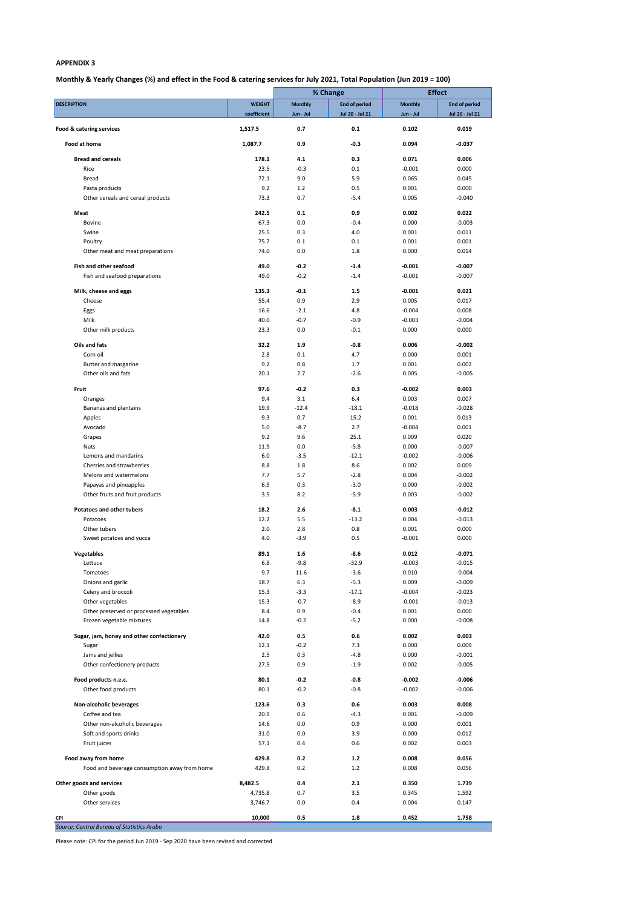**APPENDIX 3**

**Monthly & Yearly Changes (%) and effect in the Food & catering services for July 2021, Total Population (Jun 2019 = 100)**

| DESCRIPTION | WEIGHT | % Change | | Effect | |
|---|---|---|---|---|---|
| | coefficient | Monthly Jun - Jul | End of period Jul 20 - Jul 21 | Monthly Jun - Jul | End of period Jul 20 - Jul 21 |
| **Food & catering services** | **1,517.5** | **0.7** | **0.1** | **0.102** | **0.019** |
| **Food at home** | **1,087.7** | **0.9** | **-0.3** | **0.094** | **-0.037** |
| **Bread and cereals** | **178.1** | **4.1** | **0.3** | **0.071** | **0.006** |
| Rice | 23.5 | -0.3 | 0.1 | -0.001 | 0.000 |
| Bread | 72.1 | 9.0 | 5.9 | 0.065 | 0.045 |
| Pasta products | 9.2 | 1.2 | 0.5 | 0.001 | 0.000 |
| Other cereals and cereal products | 73.3 | 0.7 | -5.4 | 0.005 | -0.040 |
| **Meat** | **242.5** | **0.1** | **0.9** | **0.002** | **0.022** |
| Bovine | 67.3 | 0.0 | -0.4 | 0.000 | -0.003 |
| Swine | 25.5 | 0.3 | 4.0 | 0.001 | 0.011 |
| Poultry | 75.7 | 0.1 | 0.1 | 0.001 | 0.001 |
| Other meat and meat preparations | 74.0 | 0.0 | 1.8 | 0.000 | 0.014 |
| **Fish and other seafood** | **49.0** | **-0.2** | **-1.4** | **-0.001** | **-0.007** |
| Fish and seafood preparations | 49.0 | -0.2 | -1.4 | -0.001 | -0.007 |
| **Milk, cheese and eggs** | **135.3** | **-0.1** | **1.5** | **-0.001** | **0.021** |
| Cheese | 55.4 | 0.9 | 2.9 | 0.005 | 0.017 |
| Eggs | 16.6 | -2.1 | 4.8 | -0.004 | 0.008 |
| Milk | 40.0 | -0.7 | -0.9 | -0.003 | -0.004 |
| Other milk products | 23.3 | 0.0 | -0.1 | 0.000 | 0.000 |
| **Oils and fats** | **32.2** | **1.9** | **-0.8** | **0.006** | **-0.002** |
| Corn oil | 2.8 | 0.1 | 4.7 | 0.000 | 0.001 |
| Butter and margarine | 9.2 | 0.8 | 1.7 | 0.001 | 0.002 |
| Other oils and fats | 20.1 | 2.7 | -2.6 | 0.005 | -0.005 |
| **Fruit** | **97.6** | **-0.2** | **0.3** | **-0.002** | **0.003** |
| Oranges | 9.4 | 3.1 | 6.4 | 0.003 | 0.007 |
| Bananas and plantains | 19.9 | -12.4 | -18.1 | -0.018 | -0.028 |
| Apples | 9.3 | 0.7 | 15.2 | 0.001 | 0.013 |
| Avocado | 5.0 | -8.7 | 2.7 | -0.004 | 0.001 |
| Grapes | 9.2 | 9.6 | 25.1 | 0.009 | 0.020 |
| Nuts | 11.9 | 0.0 | -5.8 | 0.000 | -0.007 |
| Lemons and mandarins | 6.0 | -3.5 | -12.1 | -0.002 | -0.006 |
| Cherries and strawberries | 8.8 | 1.8 | 8.6 | 0.002 | 0.009 |
| Melons and watermelons | 7.7 | 5.7 | -2.8 | 0.004 | -0.002 |
| Papayas and pineapples | 6.9 | 0.3 | -3.0 | 0.000 | -0.002 |
| Other fruits and fruit products | 3.5 | 8.2 | -5.9 | 0.003 | -0.002 |
| **Potatoes and other tubers** | **18.2** | **2.6** | **-8.1** | **0.003** | **-0.012** |
| Potatoes | 12.2 | 5.5 | -13.2 | 0.004 | -0.013 |
| Other tubers | 2.0 | 2.8 | 0.8 | 0.001 | 0.000 |
| Sweet potatoes and yucca | 4.0 | -3.9 | 0.5 | -0.001 | 0.000 |
| **Vegetables** | **89.1** | **1.6** | **-8.6** | **0.012** | **-0.071** |
| Lettuce | 6.8 | -9.8 | -32.9 | -0.003 | -0.015 |
| Tomatoes | 9.7 | 11.6 | -3.6 | 0.010 | -0.004 |
| Onions and garlic | 18.7 | 6.3 | -5.3 | 0.009 | -0.009 |
| Celery and broccoli | 15.3 | -3.3 | -17.1 | -0.004 | -0.023 |
| Other vegetables | 15.3 | -0.7 | -8.9 | -0.001 | -0.013 |
| Other preserved or processed vegetables | 8.4 | 0.9 | -0.4 | 0.001 | 0.000 |
| Frozen vegetable mixtures | 14.8 | -0.2 | -5.2 | 0.000 | -0.008 |
| **Sugar, jam, honey and other confectionery** | **42.0** | **0.5** | **0.6** | **0.002** | **0.003** |
| Sugar | 12.1 | -0.2 | 7.3 | 0.000 | 0.009 |
| Jams and jellies | 2.5 | 0.3 | -4.8 | 0.000 | -0.001 |
| Other confectionery products | 27.5 | 0.9 | -1.9 | 0.002 | -0.005 |
| **Food products n.e.c.** | **80.1** | **-0.2** | **-0.8** | **-0.002** | **-0.006** |
| Other food products | 80.1 | -0.2 | -0.8 | -0.002 | -0.006 |
| **Non-alcoholic beverages** | **123.6** | **0.3** | **0.6** | **0.003** | **0.008** |
| Coffee and tea | 20.9 | 0.6 | -4.3 | 0.001 | -0.009 |
| Other non-alcoholic beverages | 14.6 | 0.0 | 0.9 | 0.000 | 0.001 |
| Soft and sports drinks | 31.0 | 0.0 | 3.9 | 0.000 | 0.012 |
| Fruit juices | 57.1 | 0.4 | 0.6 | 0.002 | 0.003 |
| **Food away from home** | **429.8** | **0.2** | **1.2** | **0.008** | **0.056** |
| Food and beverage consumption away from home | 429.8 | 0.2 | 1.2 | 0.008 | 0.056 |
| **Other goods and services** | **8,482.5** | **0.4** | **2.1** | **0.350** | **1.739** |
| Other goods | 4,735.8 | 0.7 | 3.5 | 0.345 | 1.592 |
| Other services | 3,746.7 | 0.0 | 0.4 | 0.004 | 0.147 |
| **CPI** | **10,000** | **0.5** | **1.8** | **0.452** | **1.758** |

*Source: Central Bureau of Statistics Aruba*

Please note: CPI for the period Jun 2019 - Sep 2020 have been revised and corrected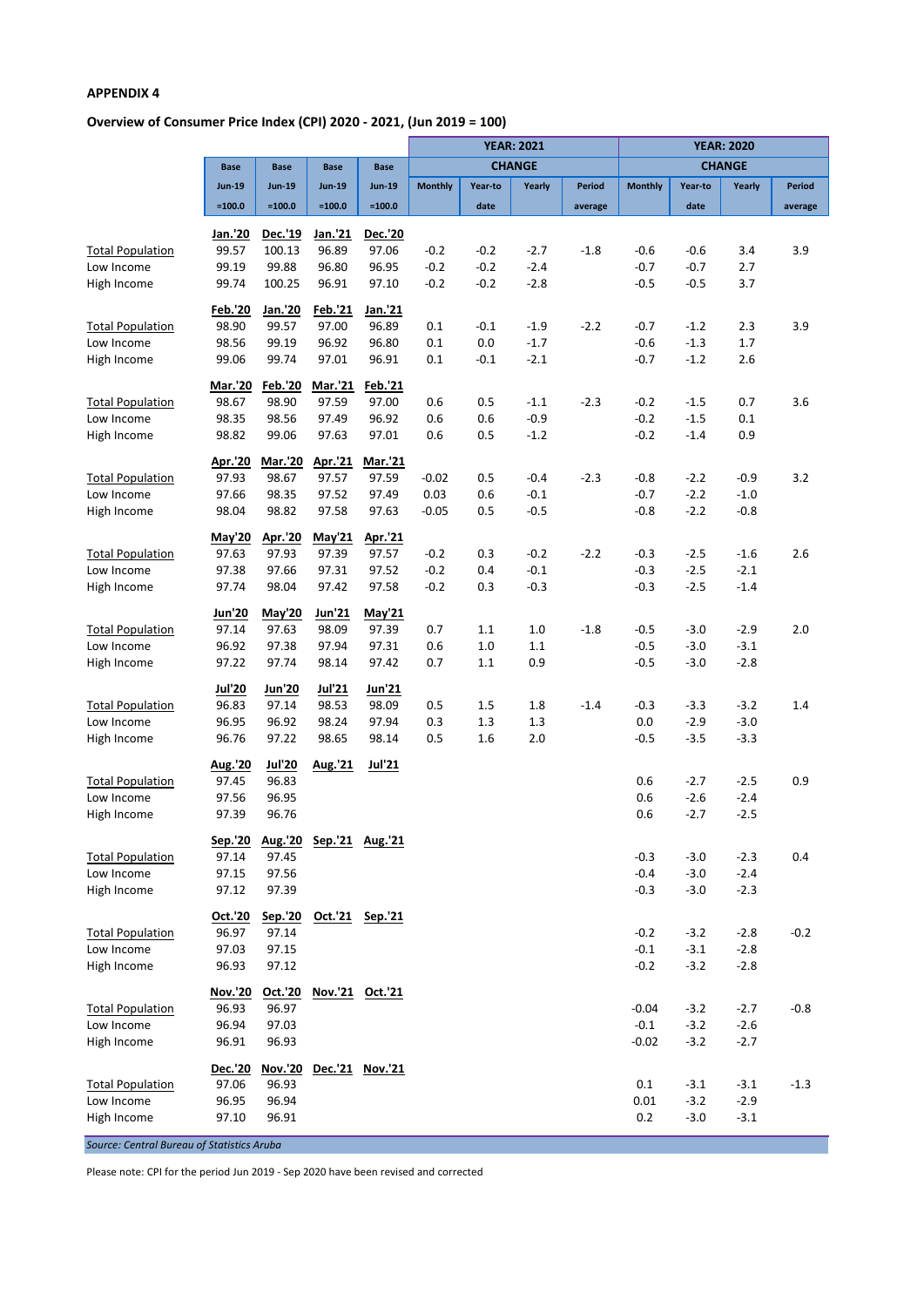**APPENDIX 4**

**Overview of Consumer Price Index (CPI) 2020 - 2021, (Jun 2019 = 100)**

| | Base Jun-19 =100.0 | Base Jun-19 =100.0 | Base Jun-19 =100.0 | Base Jun-19 =100.0 | YEAR: 2021 CHANGE Monthly | YEAR: 2021 CHANGE Year-to date | YEAR: 2021 CHANGE Yearly | YEAR: 2021 CHANGE Period average | YEAR: 2020 CHANGE Monthly | YEAR: 2020 CHANGE Year-to date | YEAR: 2020 CHANGE Yearly | YEAR: 2020 CHANGE Period average |
|---|---|---|---|---|---|---|---|---|---|---|---|---|
| | **Jan.'20** | **Dec.'19** | **Jan.'21** | **Dec.'20** | | | | | | | | |
| Total Population | 99.57 | 100.13 | 96.89 | 97.06 | -0.2 | -0.2 | -2.7 | -1.8 | -0.6 | -0.6 | 3.4 | 3.9 |
| Low Income | 99.19 | 99.88 | 96.80 | 96.95 | -0.2 | -0.2 | -2.4 | | -0.7 | -0.7 | 2.7 | |
| High Income | 99.74 | 100.25 | 96.91 | 97.10 | -0.2 | -0.2 | -2.8 | | -0.5 | -0.5 | 3.7 | |
| | **Feb.'20** | **Jan.'20** | **Feb.'21** | **Jan.'21** | | | | | | | | |
| Total Population | 98.90 | 99.57 | 97.00 | 96.89 | 0.1 | -0.1 | -1.9 | -2.2 | -0.7 | -1.2 | 2.3 | 3.9 |
| Low Income | 98.56 | 99.19 | 96.92 | 96.80 | 0.1 | 0.0 | -1.7 | | -0.6 | -1.3 | 1.7 | |
| High Income | 99.06 | 99.74 | 97.01 | 96.91 | 0.1 | -0.1 | -2.1 | | -0.7 | -1.2 | 2.6 | |
| | **Mar.'20** | **Feb.'20** | **Mar.'21** | **Feb.'21** | | | | | | | | |
| Total Population | 98.67 | 98.90 | 97.59 | 97.00 | 0.6 | 0.5 | -1.1 | -2.3 | -0.2 | -1.5 | 0.7 | 3.6 |
| Low Income | 98.35 | 98.56 | 97.49 | 96.92 | 0.6 | 0.6 | -0.9 | | -0.2 | -1.5 | 0.1 | |
| High Income | 98.82 | 99.06 | 97.63 | 97.01 | 0.6 | 0.5 | -1.2 | | -0.2 | -1.4 | 0.9 | |
| | **Apr.'20** | **Mar.'20** | **Apr.'21** | **Mar.'21** | | | | | | | | |
| Total Population | 97.93 | 98.67 | 97.57 | 97.59 | -0.02 | 0.5 | -0.4 | -2.3 | -0.8 | -2.2 | -0.9 | 3.2 |
| Low Income | 97.66 | 98.35 | 97.52 | 97.49 | 0.03 | 0.6 | -0.1 | | -0.7 | -2.2 | -1.0 | |
| High Income | 98.04 | 98.82 | 97.58 | 97.63 | -0.05 | 0.5 | -0.5 | | -0.8 | -2.2 | -0.8 | |
| | **May'20** | **Apr.'20** | **May'21** | **Apr.'21** | | | | | | | | |
| Total Population | 97.63 | 97.93 | 97.39 | 97.57 | -0.2 | 0.3 | -0.2 | -2.2 | -0.3 | -2.5 | -1.6 | 2.6 |
| Low Income | 97.38 | 97.66 | 97.31 | 97.52 | -0.2 | 0.4 | -0.1 | | -0.3 | -2.5 | -2.1 | |
| High Income | 97.74 | 98.04 | 97.42 | 97.58 | -0.2 | 0.3 | -0.3 | | -0.3 | -2.5 | -1.4 | |
| | **Jun'20** | **May'20** | **Jun'21** | **May'21** | | | | | | | | |
| Total Population | 97.14 | 97.63 | 98.09 | 97.39 | 0.7 | 1.1 | 1.0 | -1.8 | -0.5 | -3.0 | -2.9 | 2.0 |
| Low Income | 96.92 | 97.38 | 97.94 | 97.31 | 0.6 | 1.0 | 1.1 | | -0.5 | -3.0 | -3.1 | |
| High Income | 97.22 | 97.74 | 98.14 | 97.42 | 0.7 | 1.1 | 0.9 | | -0.5 | -3.0 | -2.8 | |
| | **Jul'20** | **Jun'20** | **Jul'21** | **Jun'21** | | | | | | | | |
| Total Population | 96.83 | 97.14 | 98.53 | 98.09 | 0.5 | 1.5 | 1.8 | -1.4 | -0.3 | -3.3 | -3.2 | 1.4 |
| Low Income | 96.95 | 96.92 | 98.24 | 97.94 | 0.3 | 1.3 | 1.3 | | 0.0 | -2.9 | -3.0 | |
| High Income | 96.76 | 97.22 | 98.65 | 98.14 | 0.5 | 1.6 | 2.0 | | -0.5 | -3.5 | -3.3 | |
| | **Aug.'20** | **Jul'20** | **Aug.'21** | **Jul'21** | | | | | | | | |
| Total Population | 97.45 | 96.83 | | | | | | | 0.6 | -2.7 | -2.5 | 0.9 |
| Low Income | 97.56 | 96.95 | | | | | | | 0.6 | -2.6 | -2.4 | |
| High Income | 97.39 | 96.76 | | | | | | | 0.6 | -2.7 | -2.5 | |
| | **Sep.'20** | **Aug.'20** | **Sep.'21** | **Aug.'21** | | | | | | | | |
| Total Population | 97.14 | 97.45 | | | | | | | -0.3 | -3.0 | -2.3 | 0.4 |
| Low Income | 97.15 | 97.56 | | | | | | | -0.4 | -3.0 | -2.4 | |
| High Income | 97.12 | 97.39 | | | | | | | -0.3 | -3.0 | -2.3 | |
| | **Oct.'20** | **Sep.'20** | **Oct.'21** | **Sep.'21** | | | | | | | | |
| Total Population | 96.97 | 97.14 | | | | | | | -0.2 | -3.2 | -2.8 | -0.2 |
| Low Income | 97.03 | 97.15 | | | | | | | -0.1 | -3.1 | -2.8 | |
| High Income | 96.93 | 97.12 | | | | | | | -0.2 | -3.2 | -2.8 | |
| | **Nov.'20** | **Oct.'20** | **Nov.'21** | **Oct.'21** | | | | | | | | |
| Total Population | 96.93 | 96.97 | | | | | | | -0.04 | -3.2 | -2.7 | -0.8 |
| Low Income | 96.94 | 97.03 | | | | | | | -0.1 | -3.2 | -2.6 | |
| High Income | 96.91 | 96.93 | | | | | | | -0.02 | -3.2 | -2.7 | |
| | **Dec.'20** | **Nov.'20** | **Dec.'21** | **Nov.'21** | | | | | | | | |
| Total Population | 97.06 | 96.93 | | | | | | | 0.1 | -3.1 | -3.1 | -1.3 |
| Low Income | 96.95 | 96.94 | | | | | | | 0.01 | -3.2 | -2.9 | |
| High Income | 97.10 | 96.91 | | | | | | | 0.2 | -3.0 | -3.1 | |

*Source: Central Bureau of Statistics Aruba*

Please note: CPI for the period Jun 2019 - Sep 2020 have been revised and corrected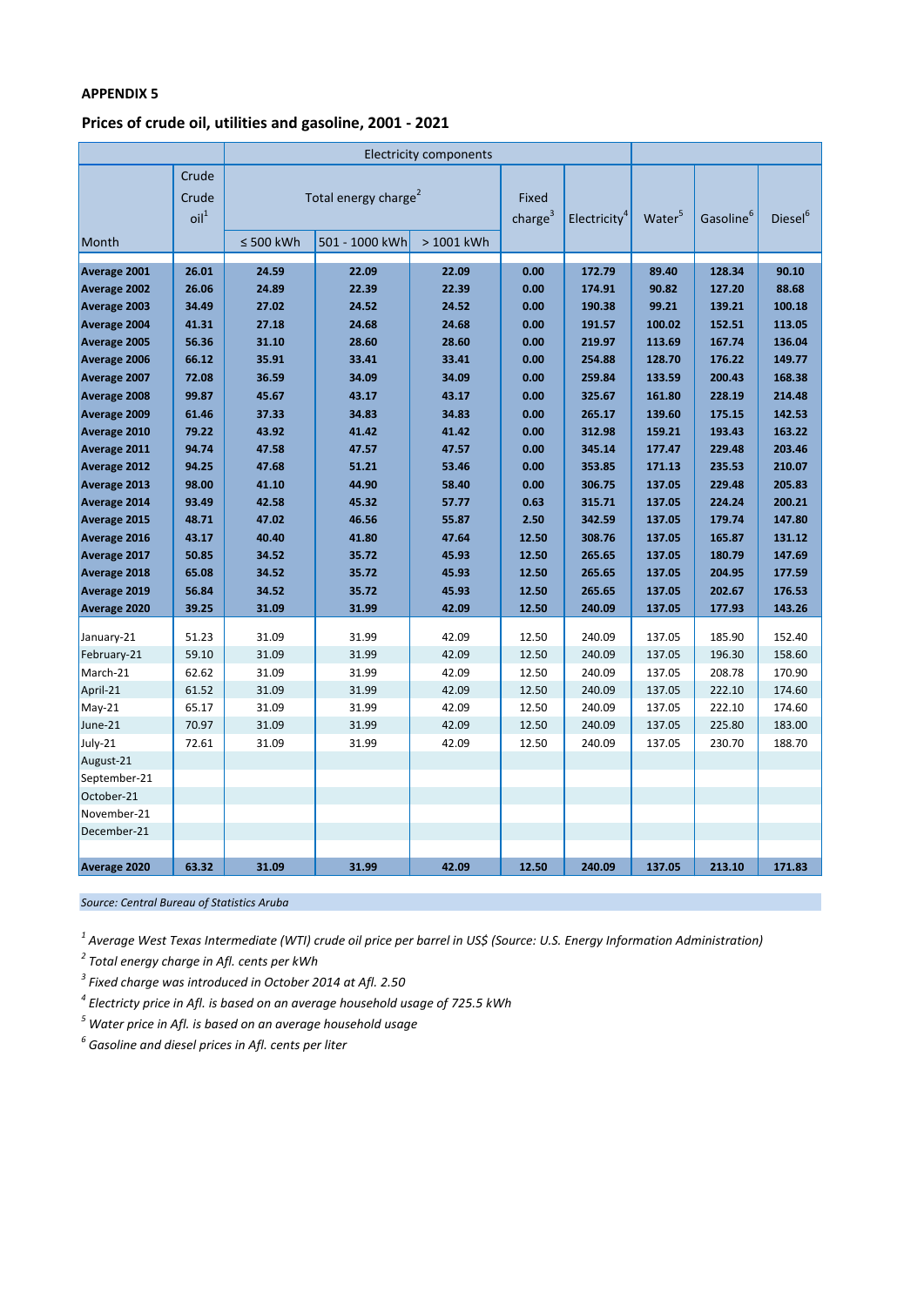**APPENDIX 5**

## Prices of crude oil, utilities and gasoline, 2001 - 2021

| Month | Crude Crude oil[1] | Electricity components | | | | | | | |
|---|---|---|---|---|---|---|---|---|---|
| | | Total energy charge[2] | | | Fixed charge[3] | Electricity[4] | Water[5] | Gasoline[6] | Diesel[6] |
| | | ≤ 500 kWh | 501 - 1000 kWh | > 1001 kWh | | | | | |
| **Average 2001** | **26.01** | **24.59** | **22.09** | **22.09** | **0.00** | **172.79** | **89.40** | **128.34** | **90.10** |
| **Average 2002** | **26.06** | **24.89** | **22.39** | **22.39** | **0.00** | **174.91** | **90.82** | **127.20** | **88.68** |
| **Average 2003** | **34.49** | **27.02** | **24.52** | **24.52** | **0.00** | **190.38** | **99.21** | **139.21** | **100.18** |
| **Average 2004** | **41.31** | **27.18** | **24.68** | **24.68** | **0.00** | **191.57** | **100.02** | **152.51** | **113.05** |
| **Average 2005** | **56.36** | **31.10** | **28.60** | **28.60** | **0.00** | **219.97** | **113.69** | **167.74** | **136.04** |
| **Average 2006** | **66.12** | **35.91** | **33.41** | **33.41** | **0.00** | **254.88** | **128.70** | **176.22** | **149.77** |
| **Average 2007** | **72.08** | **36.59** | **34.09** | **34.09** | **0.00** | **259.84** | **133.59** | **200.43** | **168.38** |
| **Average 2008** | **99.87** | **45.67** | **43.17** | **43.17** | **0.00** | **325.67** | **161.80** | **228.19** | **214.48** |
| **Average 2009** | **61.46** | **37.33** | **34.83** | **34.83** | **0.00** | **265.17** | **139.60** | **175.15** | **142.53** |
| **Average 2010** | **79.22** | **43.92** | **41.42** | **41.42** | **0.00** | **312.98** | **159.21** | **193.43** | **163.22** |
| **Average 2011** | **94.74** | **47.58** | **47.57** | **47.57** | **0.00** | **345.14** | **177.47** | **229.48** | **203.46** |
| **Average 2012** | **94.25** | **47.68** | **51.21** | **53.46** | **0.00** | **353.85** | **171.13** | **235.53** | **210.07** |
| **Average 2013** | **98.00** | **41.10** | **44.90** | **58.40** | **0.00** | **306.75** | **137.05** | **229.48** | **205.83** |
| **Average 2014** | **93.49** | **42.58** | **45.32** | **57.77** | **0.63** | **315.71** | **137.05** | **224.24** | **200.21** |
| **Average 2015** | **48.71** | **47.02** | **46.56** | **55.87** | **2.50** | **342.59** | **137.05** | **179.74** | **147.80** |
| **Average 2016** | **43.17** | **40.40** | **41.80** | **47.64** | **12.50** | **308.76** | **137.05** | **165.87** | **131.12** |
| **Average 2017** | **50.85** | **34.52** | **35.72** | **45.93** | **12.50** | **265.65** | **137.05** | **180.79** | **147.69** |
| **Average 2018** | **65.08** | **34.52** | **35.72** | **45.93** | **12.50** | **265.65** | **137.05** | **204.95** | **177.59** |
| **Average 2019** | **56.84** | **34.52** | **35.72** | **45.93** | **12.50** | **265.65** | **137.05** | **202.67** | **176.53** |
| **Average 2020** | **39.25** | **31.09** | **31.99** | **42.09** | **12.50** | **240.09** | **137.05** | **177.93** | **143.26** |
| January-21 | 51.23 | 31.09 | 31.99 | 42.09 | 12.50 | 240.09 | 137.05 | 185.90 | 152.40 |
| February-21 | 59.10 | 31.09 | 31.99 | 42.09 | 12.50 | 240.09 | 137.05 | 196.30 | 158.60 |
| March-21 | 62.62 | 31.09 | 31.99 | 42.09 | 12.50 | 240.09 | 137.05 | 208.78 | 170.90 |
| April-21 | 61.52 | 31.09 | 31.99 | 42.09 | 12.50 | 240.09 | 137.05 | 222.10 | 174.60 |
| May-21 | 65.17 | 31.09 | 31.99 | 42.09 | 12.50 | 240.09 | 137.05 | 222.10 | 174.60 |
| June-21 | 70.97 | 31.09 | 31.99 | 42.09 | 12.50 | 240.09 | 137.05 | 225.80 | 183.00 |
| July-21 | 72.61 | 31.09 | 31.99 | 42.09 | 12.50 | 240.09 | 137.05 | 230.70 | 188.70 |
| August-21 | | | | | | | | | |
| September-21 | | | | | | | | | |
| October-21 | | | | | | | | | |
| November-21 | | | | | | | | | |
| December-21 | | | | | | | | | |
| **Average 2020** | **63.32** | **31.09** | **31.99** | **42.09** | **12.50** | **240.09** | **137.05** | **213.10** | **171.83** |

*Source: Central Bureau of Statistics Aruba*

[1] *Average West Texas Intermediate (WTI) crude oil price per barrel in US$ (Source: U.S. Energy Information Administration)*

[2] *Total energy charge in Afl. cents per kWh*

[3] *Fixed charge was introduced in October 2014 at Afl. 2.50*

[4] *Electricty price in Afl. is based on an average household usage of 725.5 kWh*

[5] *Water price in Afl. is based on an average household usage*

[6] *Gasoline and diesel prices in Afl. cents per liter*